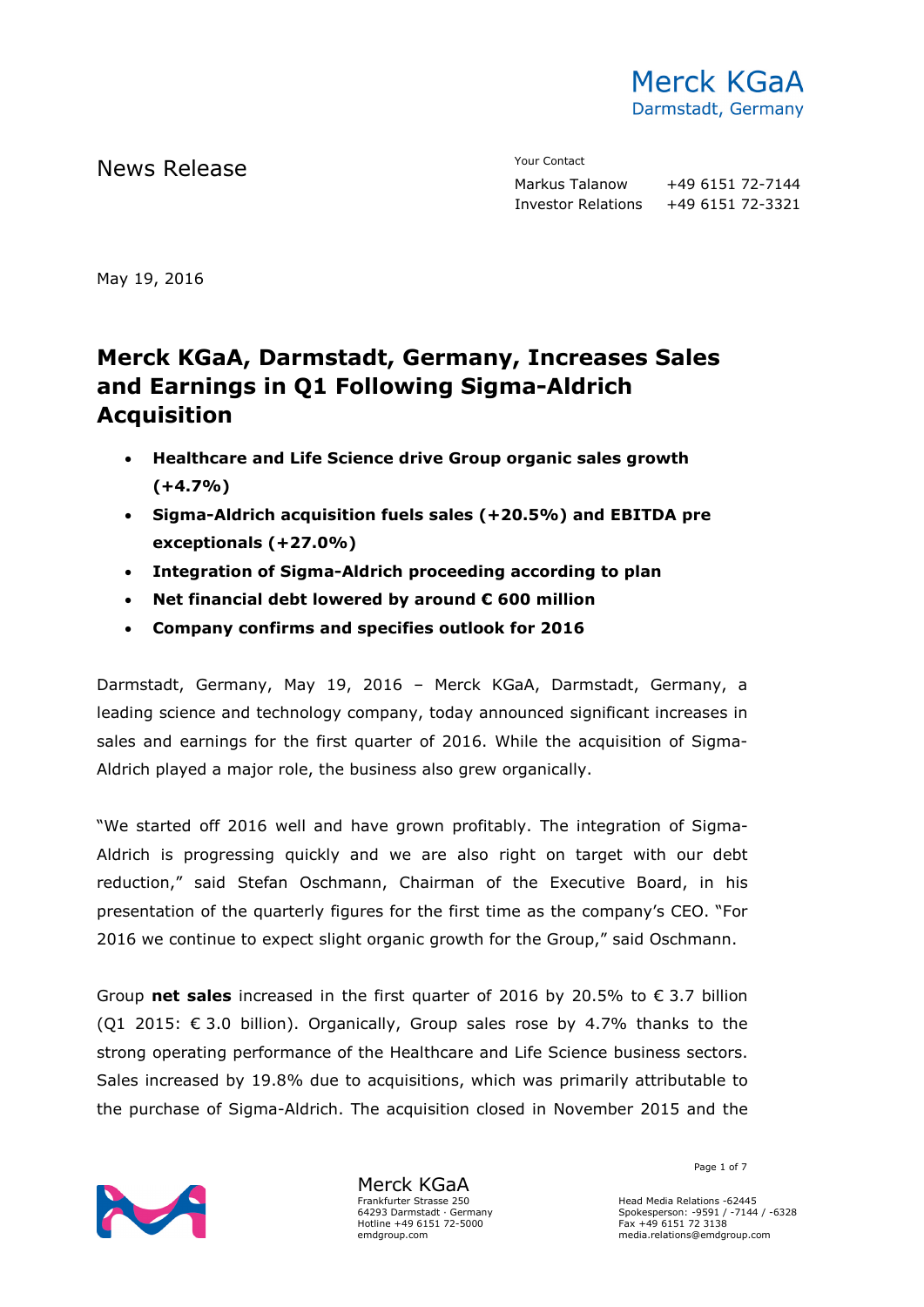Merck KGaA
Darmstadt, Germany

News Release

Your Contact

Markus Talanow +49 6151 72-7144
Investor Relations +49 6151 72-3321

May 19, 2016

# Merck KGaA, Darmstadt, Germany, Increases Sales and Earnings in Q1 Following Sigma-Aldrich Acquisition

- **Healthcare and Life Science drive Group organic sales growth (+4.7%)**
- **Sigma-Aldrich acquisition fuels sales (+20.5%) and EBITDA pre exceptionals (+27.0%)**
- **Integration of Sigma-Aldrich proceeding according to plan**
- **Net financial debt lowered by around € 600 million**
- **Company confirms and specifies outlook for 2016**

Darmstadt, Germany, May 19, 2016 – Merck KGaA, Darmstadt, Germany, a leading science and technology company, today announced significant increases in sales and earnings for the first quarter of 2016. While the acquisition of Sigma-Aldrich played a major role, the business also grew organically.

"We started off 2016 well and have grown profitably. The integration of Sigma-Aldrich is progressing quickly and we are also right on target with our debt reduction," said Stefan Oschmann, Chairman of the Executive Board, in his presentation of the quarterly figures for the first time as the company's CEO. "For 2016 we continue to expect slight organic growth for the Group," said Oschmann.

Group **net sales** increased in the first quarter of 2016 by 20.5% to € 3.7 billion (Q1 2015: € 3.0 billion). Organically, Group sales rose by 4.7% thanks to the strong operating performance of the Healthcare and Life Science business sectors. Sales increased by 19.8% due to acquisitions, which was primarily attributable to the purchase of Sigma-Aldrich. The acquisition closed in November 2015 and the

Merck KGaA
Frankfurter Strasse 250
64293 Darmstadt · Germany
Hotline +49 6151 72-5000
emdgroup.com

Head Media Relations -62445
Spokesperson: -9591 / -7144 / -6328
Fax +49 6151 72 3138
media.relations@emdgroup.com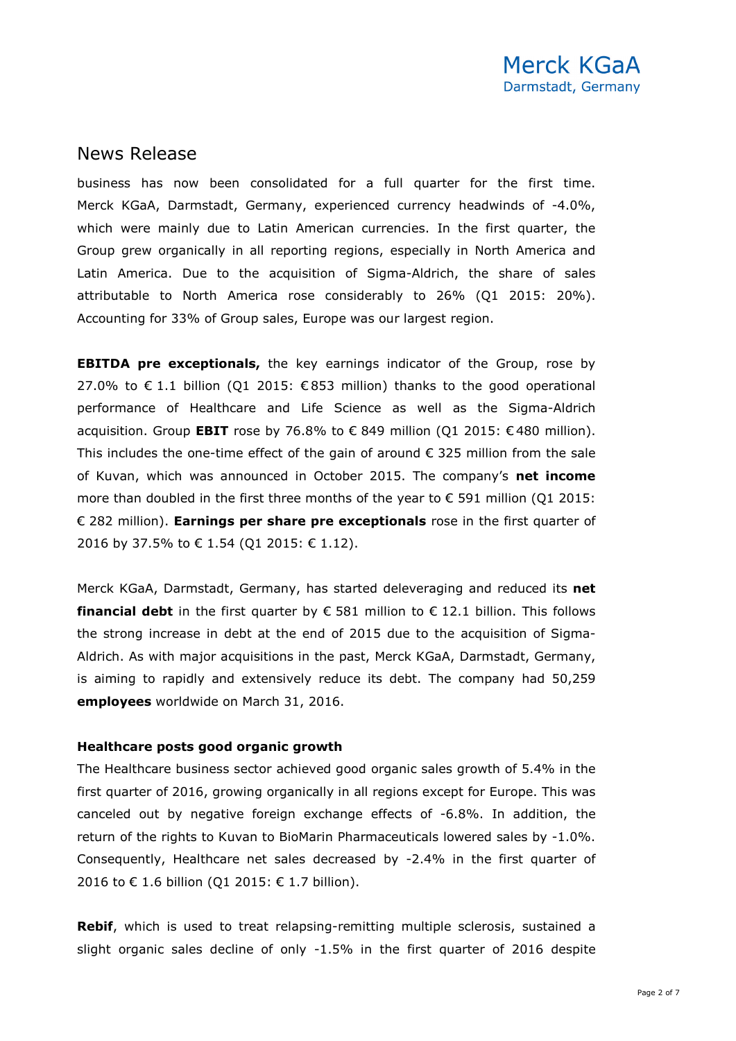## News Release

business has now been consolidated for a full quarter for the first time. Merck KGaA, Darmstadt, Germany, experienced currency headwinds of -4.0%, which were mainly due to Latin American currencies. In the first quarter, the Group grew organically in all reporting regions, especially in North America and Latin America. Due to the acquisition of Sigma-Aldrich, the share of sales attributable to North America rose considerably to 26% (Q1 2015: 20%). Accounting for 33% of Group sales, Europe was our largest region.

**EBITDA pre exceptionals,** the key earnings indicator of the Group, rose by 27.0% to € 1.1 billion (Q1 2015: € 853 million) thanks to the good operational performance of Healthcare and Life Science as well as the Sigma-Aldrich acquisition. Group **EBIT** rose by 76.8% to € 849 million (Q1 2015: € 480 million). This includes the one-time effect of the gain of around € 325 million from the sale of Kuvan, which was announced in October 2015. The company's **net income** more than doubled in the first three months of the year to € 591 million (Q1 2015: € 282 million). **Earnings per share pre exceptionals** rose in the first quarter of 2016 by 37.5% to € 1.54 (Q1 2015: € 1.12).

Merck KGaA, Darmstadt, Germany, has started deleveraging and reduced its **net financial debt** in the first quarter by € 581 million to € 12.1 billion. This follows the strong increase in debt at the end of 2015 due to the acquisition of Sigma-Aldrich. As with major acquisitions in the past, Merck KGaA, Darmstadt, Germany, is aiming to rapidly and extensively reduce its debt. The company had 50,259 **employees** worldwide on March 31, 2016.

### Healthcare posts good organic growth

The Healthcare business sector achieved good organic sales growth of 5.4% in the first quarter of 2016, growing organically in all regions except for Europe. This was canceled out by negative foreign exchange effects of -6.8%. In addition, the return of the rights to Kuvan to BioMarin Pharmaceuticals lowered sales by -1.0%. Consequently, Healthcare net sales decreased by -2.4% in the first quarter of 2016 to € 1.6 billion (Q1 2015: € 1.7 billion).

**Rebif**, which is used to treat relapsing-remitting multiple sclerosis, sustained a slight organic sales decline of only -1.5% in the first quarter of 2016 despite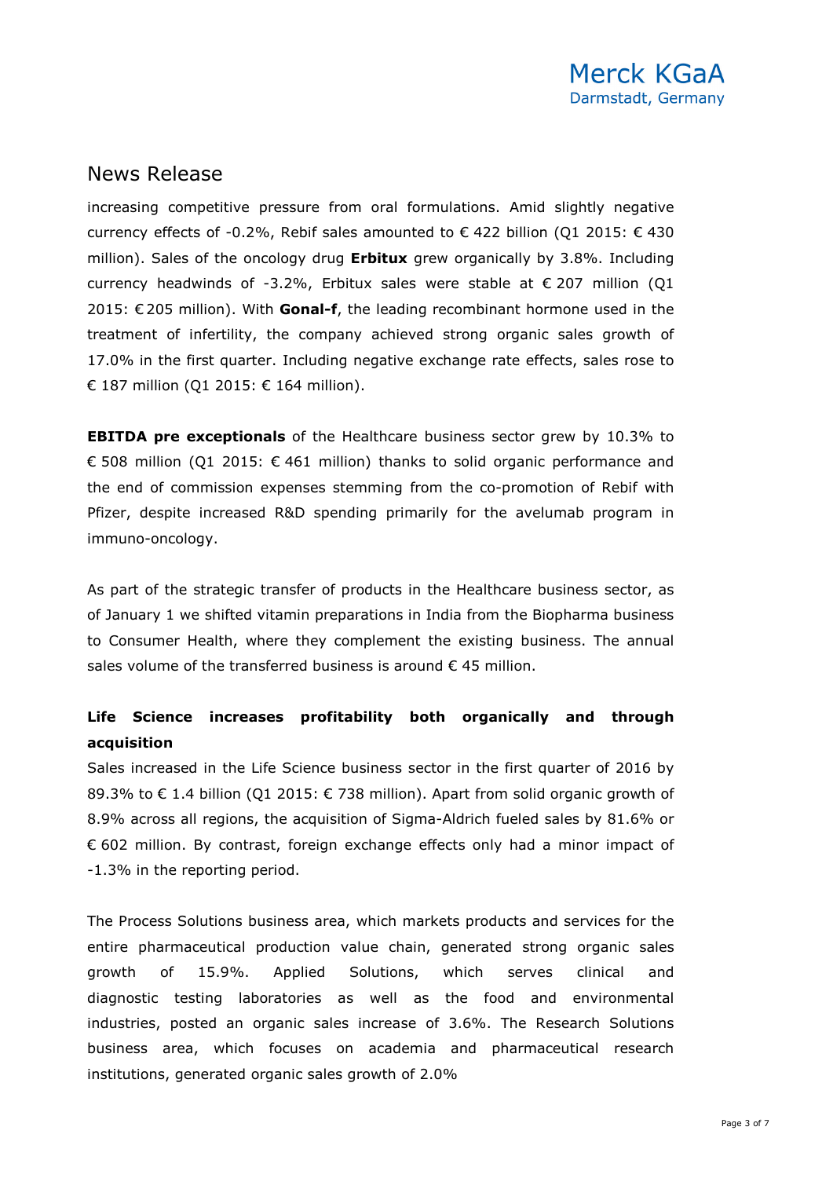## News Release

increasing competitive pressure from oral formulations. Amid slightly negative currency effects of -0.2%, Rebif sales amounted to € 422 billion (Q1 2015: € 430 million). Sales of the oncology drug **Erbitux** grew organically by 3.8%. Including currency headwinds of -3.2%, Erbitux sales were stable at € 207 million (Q1 2015: € 205 million). With **Gonal-f**, the leading recombinant hormone used in the treatment of infertility, the company achieved strong organic sales growth of 17.0% in the first quarter. Including negative exchange rate effects, sales rose to € 187 million (Q1 2015: € 164 million).

**EBITDA pre exceptionals** of the Healthcare business sector grew by 10.3% to € 508 million (Q1 2015: € 461 million) thanks to solid organic performance and the end of commission expenses stemming from the co-promotion of Rebif with Pfizer, despite increased R&D spending primarily for the avelumab program in immuno-oncology.

As part of the strategic transfer of products in the Healthcare business sector, as of January 1 we shifted vitamin preparations in India from the Biopharma business to Consumer Health, where they complement the existing business. The annual sales volume of the transferred business is around € 45 million.

**Life Science increases profitability both organically and through acquisition**

Sales increased in the Life Science business sector in the first quarter of 2016 by 89.3% to € 1.4 billion (Q1 2015: € 738 million). Apart from solid organic growth of 8.9% across all regions, the acquisition of Sigma-Aldrich fueled sales by 81.6% or € 602 million. By contrast, foreign exchange effects only had a minor impact of -1.3% in the reporting period.

The Process Solutions business area, which markets products and services for the entire pharmaceutical production value chain, generated strong organic sales growth of 15.9%. Applied Solutions, which serves clinical and diagnostic testing laboratories as well as the food and environmental industries, posted an organic sales increase of 3.6%. The Research Solutions business area, which focuses on academia and pharmaceutical research institutions, generated organic sales growth of 2.0%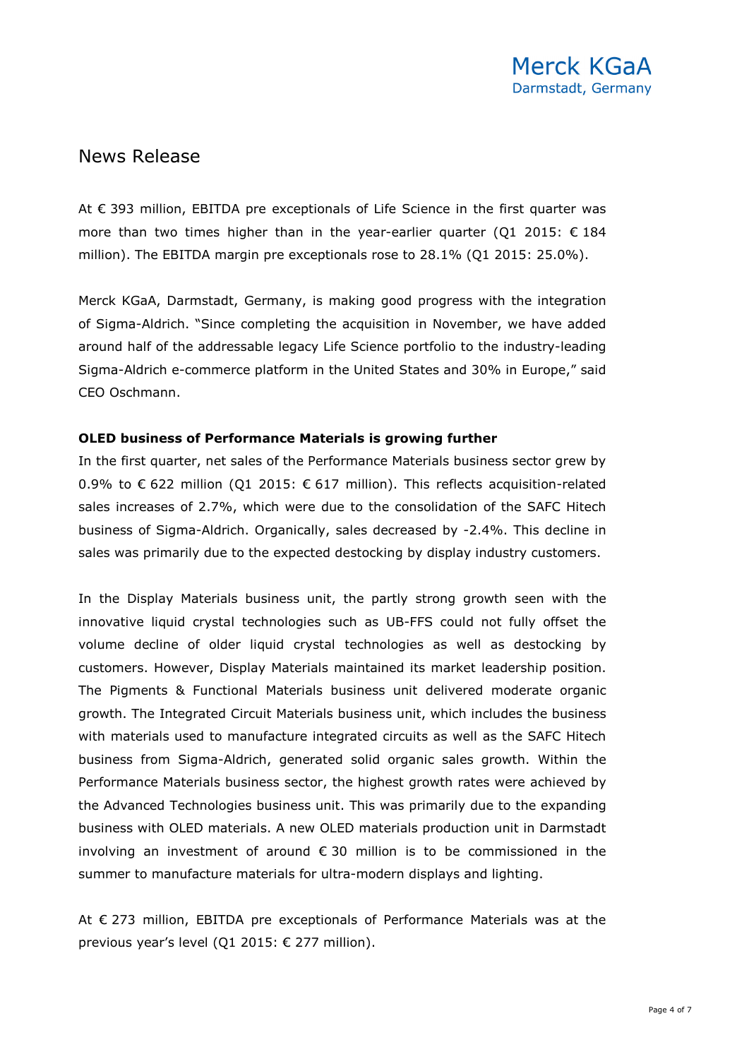At € 393 million, EBITDA pre exceptionals of Life Science in the first quarter was more than two times higher than in the year-earlier quarter (Q1 2015: € 184 million). The EBITDA margin pre exceptionals rose to 28.1% (Q1 2015: 25.0%).

Merck KGaA, Darmstadt, Germany, is making good progress with the integration of Sigma-Aldrich. "Since completing the acquisition in November, we have added around half of the addressable legacy Life Science portfolio to the industry-leading Sigma-Aldrich e-commerce platform in the United States and 30% in Europe," said CEO Oschmann.

**OLED business of Performance Materials is growing further**

In the first quarter, net sales of the Performance Materials business sector grew by 0.9% to € 622 million (Q1 2015: € 617 million). This reflects acquisition-related sales increases of 2.7%, which were due to the consolidation of the SAFC Hitech business of Sigma-Aldrich. Organically, sales decreased by -2.4%. This decline in sales was primarily due to the expected destocking by display industry customers.

In the Display Materials business unit, the partly strong growth seen with the innovative liquid crystal technologies such as UB-FFS could not fully offset the volume decline of older liquid crystal technologies as well as destocking by customers. However, Display Materials maintained its market leadership position. The Pigments & Functional Materials business unit delivered moderate organic growth. The Integrated Circuit Materials business unit, which includes the business with materials used to manufacture integrated circuits as well as the SAFC Hitech business from Sigma-Aldrich, generated solid organic sales growth. Within the Performance Materials business sector, the highest growth rates were achieved by the Advanced Technologies business unit. This was primarily due to the expanding business with OLED materials. A new OLED materials production unit in Darmstadt involving an investment of around € 30 million is to be commissioned in the summer to manufacture materials for ultra-modern displays and lighting.

At € 273 million, EBITDA pre exceptionals of Performance Materials was at the previous year's level (Q1 2015: € 277 million).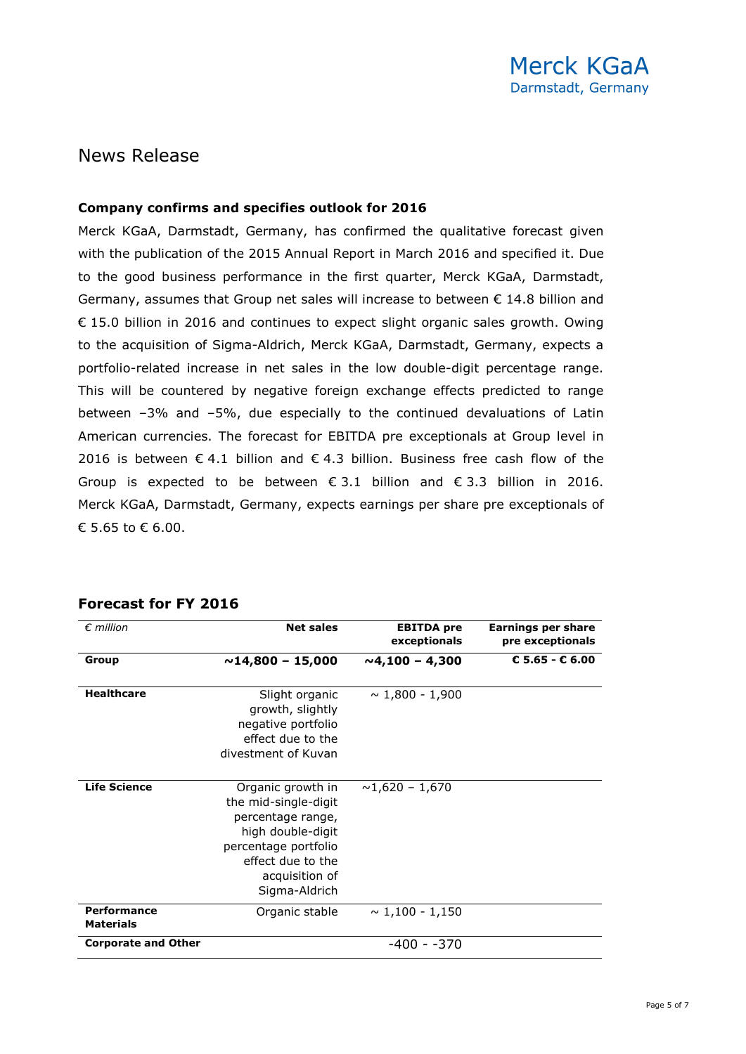Merck KGaA
Darmstadt, Germany

# News Release

**Company confirms and specifies outlook for 2016**

Merck KGaA, Darmstadt, Germany, has confirmed the qualitative forecast given with the publication of the 2015 Annual Report in March 2016 and specified it. Due to the good business performance in the first quarter, Merck KGaA, Darmstadt, Germany, assumes that Group net sales will increase to between € 14.8 billion and € 15.0 billion in 2016 and continues to expect slight organic sales growth. Owing to the acquisition of Sigma-Aldrich, Merck KGaA, Darmstadt, Germany, expects a portfolio-related increase in net sales in the low double-digit percentage range. This will be countered by negative foreign exchange effects predicted to range between −3% and −5%, due especially to the continued devaluations of Latin American currencies. The forecast for EBITDA pre exceptionals at Group level in 2016 is between € 4.1 billion and € 4.3 billion. Business free cash flow of the Group is expected to be between € 3.1 billion and € 3.3 billion in 2016. Merck KGaA, Darmstadt, Germany, expects earnings per share pre exceptionals of € 5.65 to € 6.00.

## Forecast for FY 2016

| *€ million* | **Net sales** | **EBITDA pre exceptionals** | **Earnings per share pre exceptionals** |
|---|---|---|---|
| **Group** | **~14,800 – 15,000** | **~4,100 – 4,300** | **€ 5.65 - € 6.00** |
| **Healthcare** | Slight organic growth, slightly negative portfolio effect due to the divestment of Kuvan | ~ 1,800 - 1,900 | |
| **Life Science** | Organic growth in the mid-single-digit percentage range, high double-digit percentage portfolio effect due to the acquisition of Sigma-Aldrich | ~1,620 – 1,670 | |
| **Performance Materials** | Organic stable | ~ 1,100 - 1,150 | |
| **Corporate and Other** | | -400 - -370 | |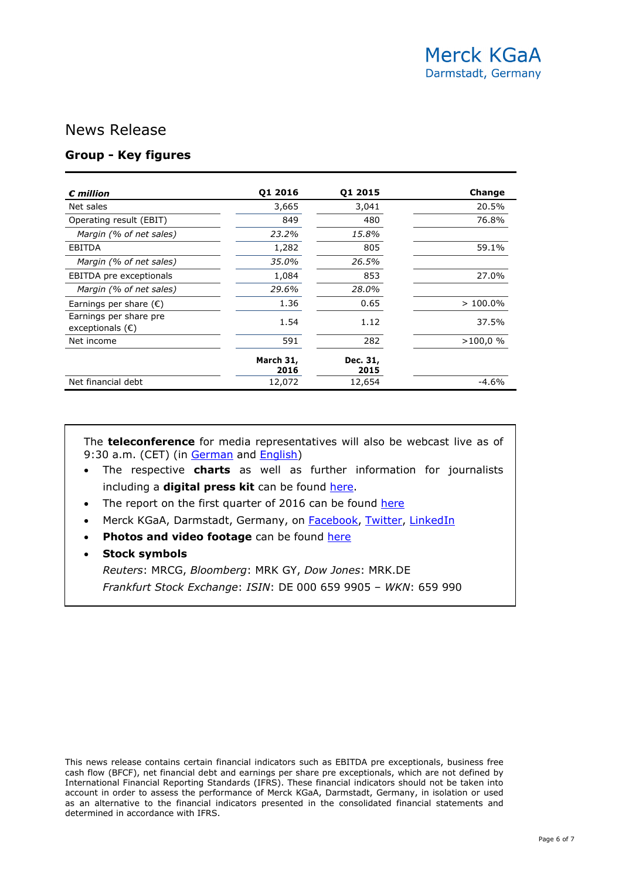Merck KGaA
Darmstadt, Germany

# News Release

## Group - Key figures

| *€ million* | Q1 2016 | Q1 2015 | Change |
|---|---|---|---|
| Net sales | 3,665 | 3,041 | 20.5% |
| Operating result (EBIT) | 849 | 480 | 76.8% |
| *Margin (% of net sales)* | *23.2%* | *15.8%* | |
| EBITDA | 1,282 | 805 | 59.1% |
| *Margin (% of net sales)* | *35.0%* | *26.5%* | |
| EBITDA pre exceptionals | 1,084 | 853 | 27.0% |
| *Margin (% of net sales)* | *29.6%* | *28.0%* | |
| Earnings per share (€) | 1.36 | 0.65 | > 100.0% |
| Earnings per share pre exceptionals (€) | 1.54 | 1.12 | 37.5% |
| Net income | 591 | 282 | >100,0 % |
| | **March 31, 2016** | **Dec. 31, 2015** | |
| Net financial debt | 12,072 | 12,654 | -4.6% |

The **teleconference** for media representatives will also be webcast live as of 9:30 a.m. (CET) (in German and English)

- The respective **charts** as well as further information for journalists including a **digital press kit** can be found here.
- The report on the first quarter of 2016 can be found here
- Merck KGaA, Darmstadt, Germany, on Facebook, Twitter, LinkedIn
- **Photos and video footage** can be found here
- **Stock symbols**
  *Reuters*: MRCG, *Bloomberg*: MRK GY, *Dow Jones*: MRK.DE
  *Frankfurt Stock Exchange*: *ISIN*: DE 000 659 9905 – *WKN*: 659 990

This news release contains certain financial indicators such as EBITDA pre exceptionals, business free cash flow (BFCF), net financial debt and earnings per share pre exceptionals, which are not defined by International Financial Reporting Standards (IFRS). These financial indicators should not be taken into account in order to assess the performance of Merck KGaA, Darmstadt, Germany, in isolation or used as an alternative to the financial indicators presented in the consolidated financial statements and determined in accordance with IFRS.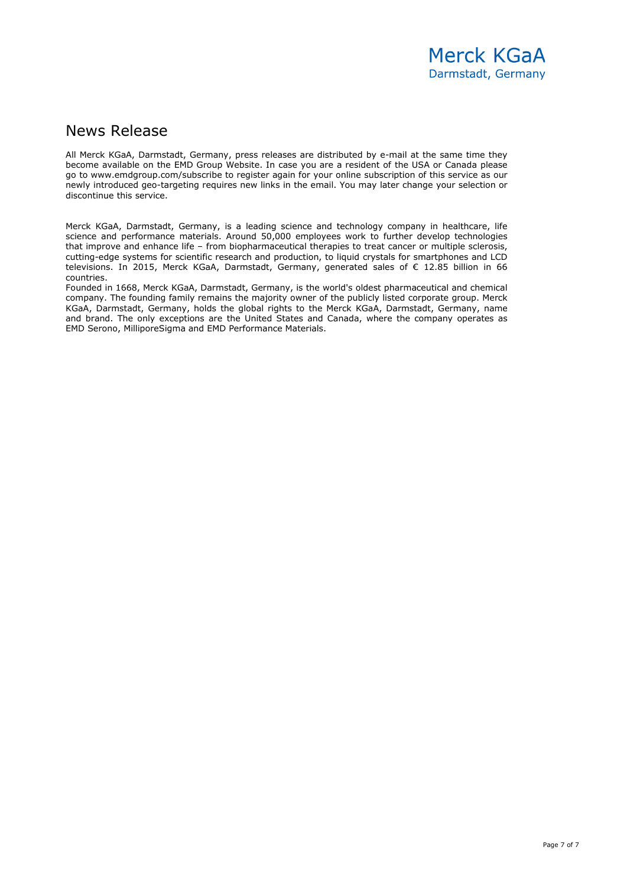# News Release

All Merck KGaA, Darmstadt, Germany, press releases are distributed by e-mail at the same time they become available on the EMD Group Website. In case you are a resident of the USA or Canada please go to www.emdgroup.com/subscribe to register again for your online subscription of this service as our newly introduced geo-targeting requires new links in the email. You may later change your selection or discontinue this service.

Merck KGaA, Darmstadt, Germany, is a leading science and technology company in healthcare, life science and performance materials. Around 50,000 employees work to further develop technologies that improve and enhance life – from biopharmaceutical therapies to treat cancer or multiple sclerosis, cutting-edge systems for scientific research and production, to liquid crystals for smartphones and LCD televisions. In 2015, Merck KGaA, Darmstadt, Germany, generated sales of € 12.85 billion in 66 countries.

Founded in 1668, Merck KGaA, Darmstadt, Germany, is the world's oldest pharmaceutical and chemical company. The founding family remains the majority owner of the publicly listed corporate group. Merck KGaA, Darmstadt, Germany, holds the global rights to the Merck KGaA, Darmstadt, Germany, name and brand. The only exceptions are the United States and Canada, where the company operates as EMD Serono, MilliporeSigma and EMD Performance Materials.